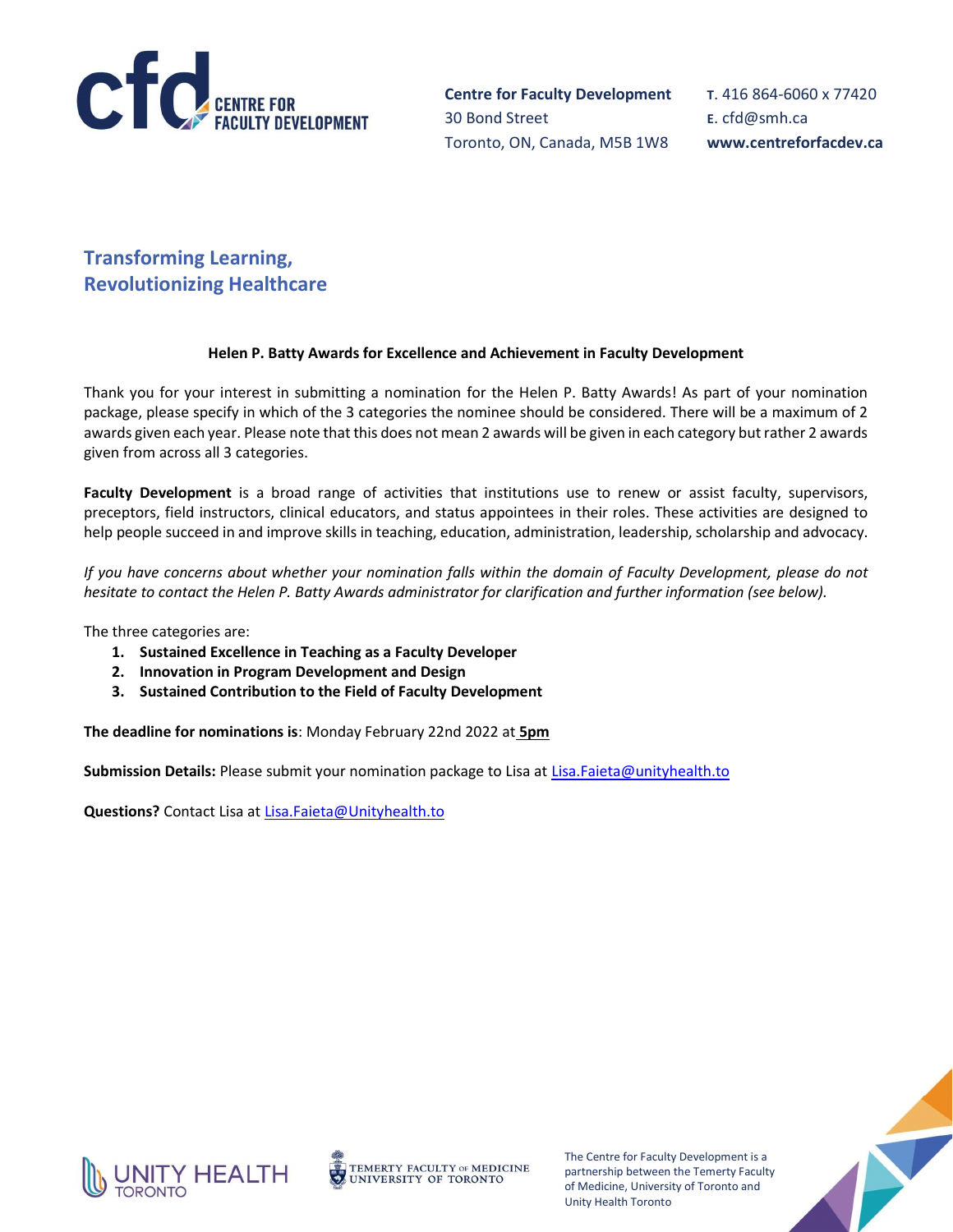**Centre for Faculty Development**
30 Bond Street
Toronto, ON, Canada, M5B 1W8

**T.** 416 864-6060 x 77420
**E.** cfd@smh.ca
**www.centreforfacdev.ca**

## Transforming Learning, Revolutionizing Healthcare

### Helen P. Batty Awards for Excellence and Achievement in Faculty Development

Thank you for your interest in submitting a nomination for the Helen P. Batty Awards! As part of your nomination package, please specify in which of the 3 categories the nominee should be considered. There will be a maximum of 2 awards given each year. Please note that this does not mean 2 awards will be given in each category but rather 2 awards given from across all 3 categories.

**Faculty Development** is a broad range of activities that institutions use to renew or assist faculty, supervisors, preceptors, field instructors, clinical educators, and status appointees in their roles. These activities are designed to help people succeed in and improve skills in teaching, education, administration, leadership, scholarship and advocacy.

*If you have concerns about whether your nomination falls within the domain of Faculty Development, please do not hesitate to contact the Helen P. Batty Awards administrator for clarification and further information (see below).*

The three categories are:

1. **Sustained Excellence in Teaching as a Faculty Developer**
2. **Innovation in Program Development and Design**
3. **Sustained Contribution to the Field of Faculty Development**

**The deadline for nominations is**: Monday February 22nd 2022 at **5pm**

**Submission Details:** Please submit your nomination package to Lisa at Lisa.Faieta@unityhealth.to

**Questions?** Contact Lisa at Lisa.Faieta@Unityhealth.to

The Centre for Faculty Development is a partnership between the Temerty Faculty of Medicine, University of Toronto and Unity Health Toronto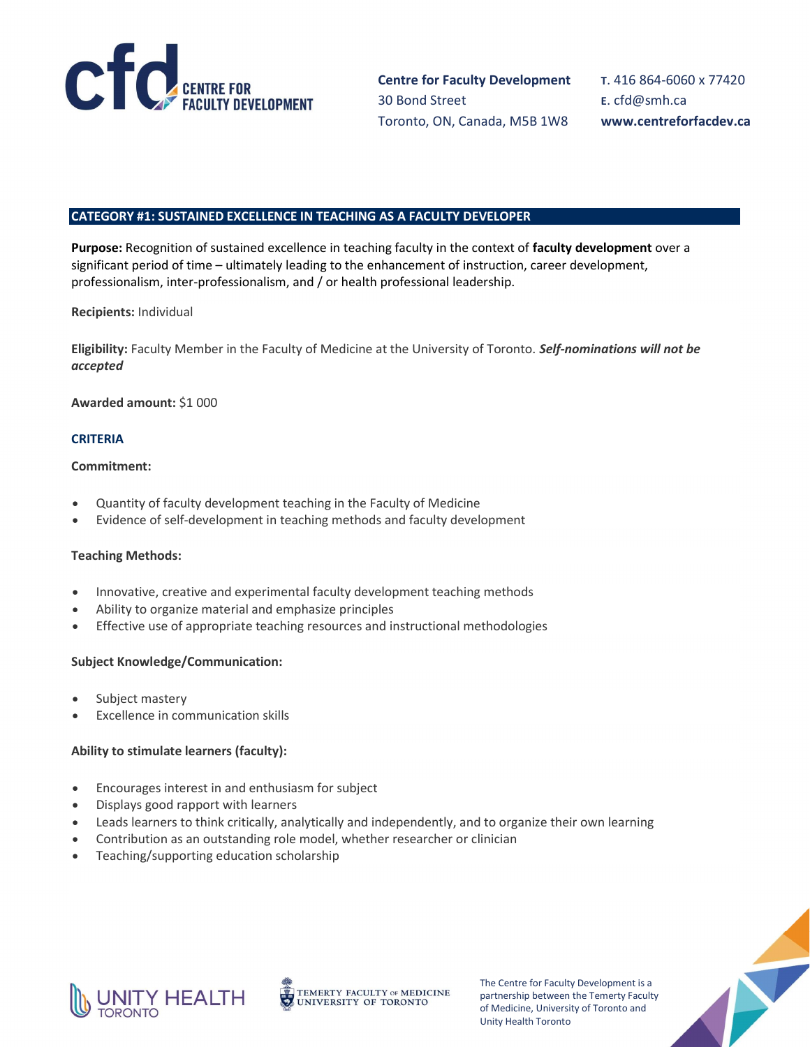## CATEGORY #1: SUSTAINED EXCELLENCE IN TEACHING AS A FACULTY DEVELOPER

**Purpose:** Recognition of sustained excellence in teaching faculty in the context of **faculty development** over a significant period of time – ultimately leading to the enhancement of instruction, career development, professionalism, inter-professionalism, and / or health professional leadership.

**Recipients:** Individual

**Eligibility:** Faculty Member in the Faculty of Medicine at the University of Toronto. ***Self-nominations will not be accepted***

**Awarded amount:** $1 000

### CRITERIA

**Commitment:**

- Quantity of faculty development teaching in the Faculty of Medicine
- Evidence of self-development in teaching methods and faculty development

**Teaching Methods:**

- Innovative, creative and experimental faculty development teaching methods
- Ability to organize material and emphasize principles
- Effective use of appropriate teaching resources and instructional methodologies

**Subject Knowledge/Communication:**

- Subject mastery
- Excellence in communication skills

**Ability to stimulate learners (faculty):**

- Encourages interest in and enthusiasm for subject
- Displays good rapport with learners
- Leads learners to think critically, analytically and independently, and to organize their own learning
- Contribution as an outstanding role model, whether researcher or clinician
- Teaching/supporting education scholarship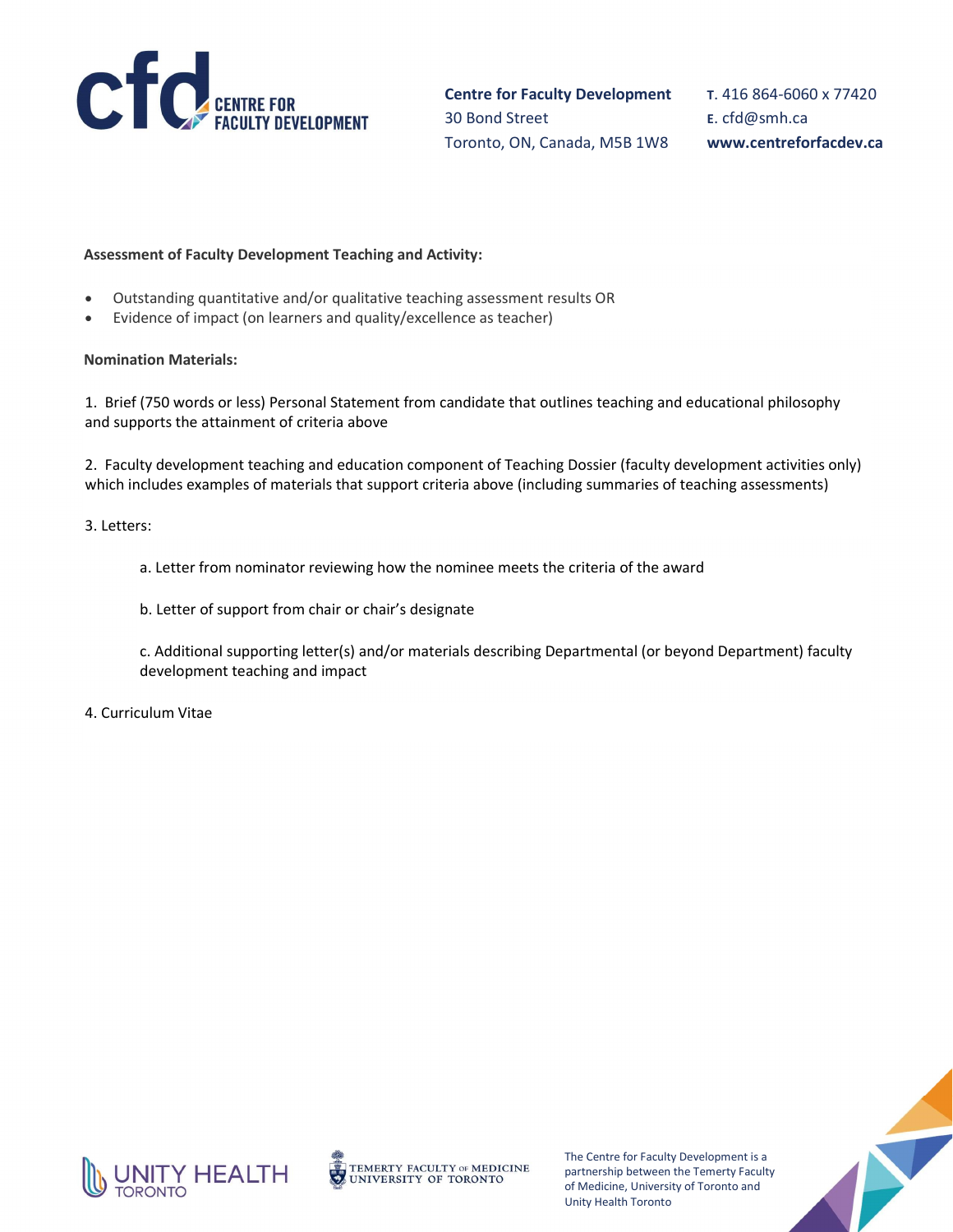**Assessment of Faculty Development Teaching and Activity:**

- Outstanding quantitative and/or qualitative teaching assessment results OR
- Evidence of impact (on learners and quality/excellence as teacher)

**Nomination Materials:**

1. Brief (750 words or less) Personal Statement from candidate that outlines teaching and educational philosophy and supports the attainment of criteria above

2. Faculty development teaching and education component of Teaching Dossier (faculty development activities only) which includes examples of materials that support criteria above (including summaries of teaching assessments)

3. Letters:

   a. Letter from nominator reviewing how the nominee meets the criteria of the award

   b. Letter of support from chair or chair's designate

   c. Additional supporting letter(s) and/or materials describing Departmental (or beyond Department) faculty development teaching and impact

4. Curriculum Vitae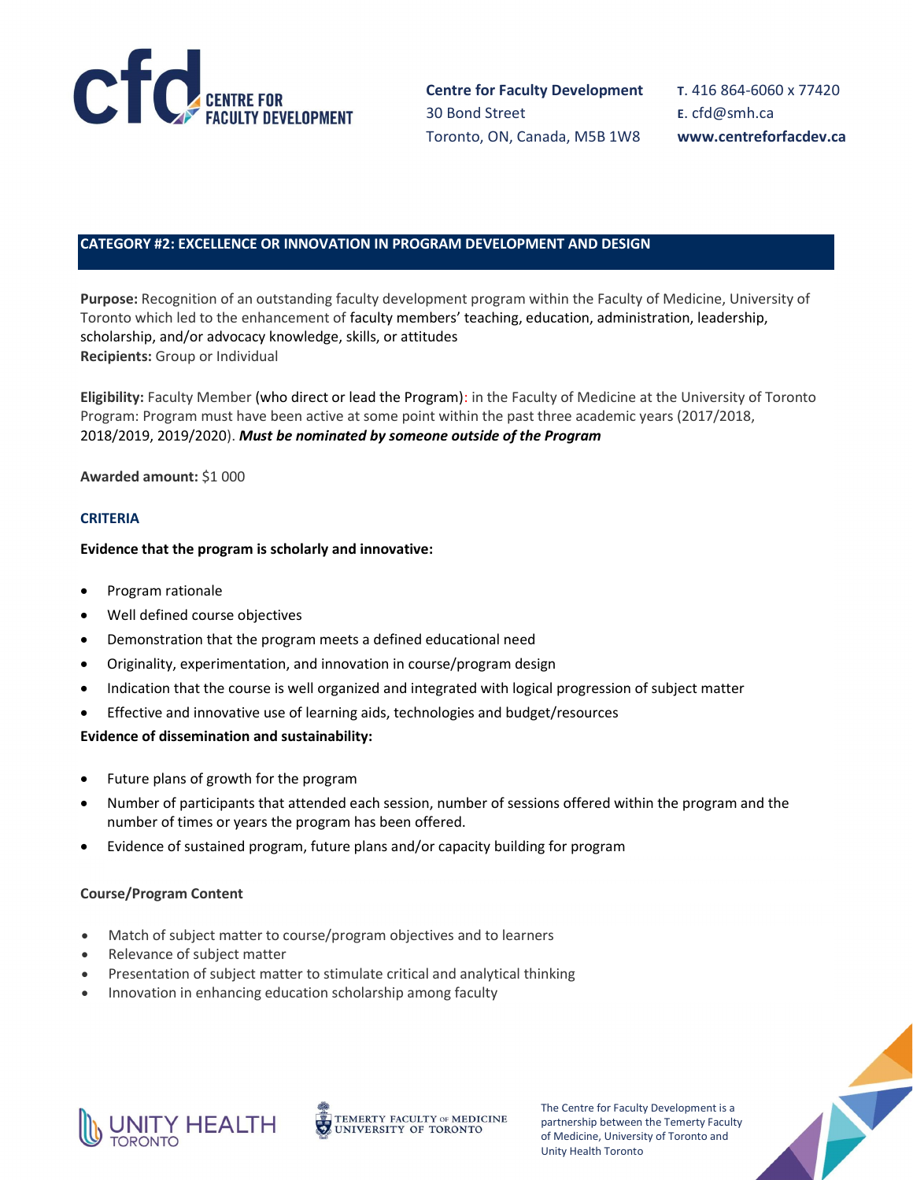## CATEGORY #2: EXCELLENCE OR INNOVATION IN PROGRAM DEVELOPMENT AND DESIGN

**Purpose:** Recognition of an outstanding faculty development program within the Faculty of Medicine, University of Toronto which led to the enhancement of faculty members' teaching, education, administration, leadership, scholarship, and/or advocacy knowledge, skills, or attitudes
**Recipients:** Group or Individual

**Eligibility:** Faculty Member (who direct or lead the Program): in the Faculty of Medicine at the University of Toronto Program: Program must have been active at some point within the past three academic years (2017/2018, 2018/2019, 2019/2020). ***Must be nominated by someone outside of the Program***

**Awarded amount:** $1 000

### CRITERIA

**Evidence that the program is scholarly and innovative:**

- Program rationale
- Well defined course objectives
- Demonstration that the program meets a defined educational need
- Originality, experimentation, and innovation in course/program design
- Indication that the course is well organized and integrated with logical progression of subject matter
- Effective and innovative use of learning aids, technologies and budget/resources

**Evidence of dissemination and sustainability:**

- Future plans of growth for the program
- Number of participants that attended each session, number of sessions offered within the program and the number of times or years the program has been offered.
- Evidence of sustained program, future plans and/or capacity building for program

**Course/Program Content**

- Match of subject matter to course/program objectives and to learners
- Relevance of subject matter
- Presentation of subject matter to stimulate critical and analytical thinking
- Innovation in enhancing education scholarship among faculty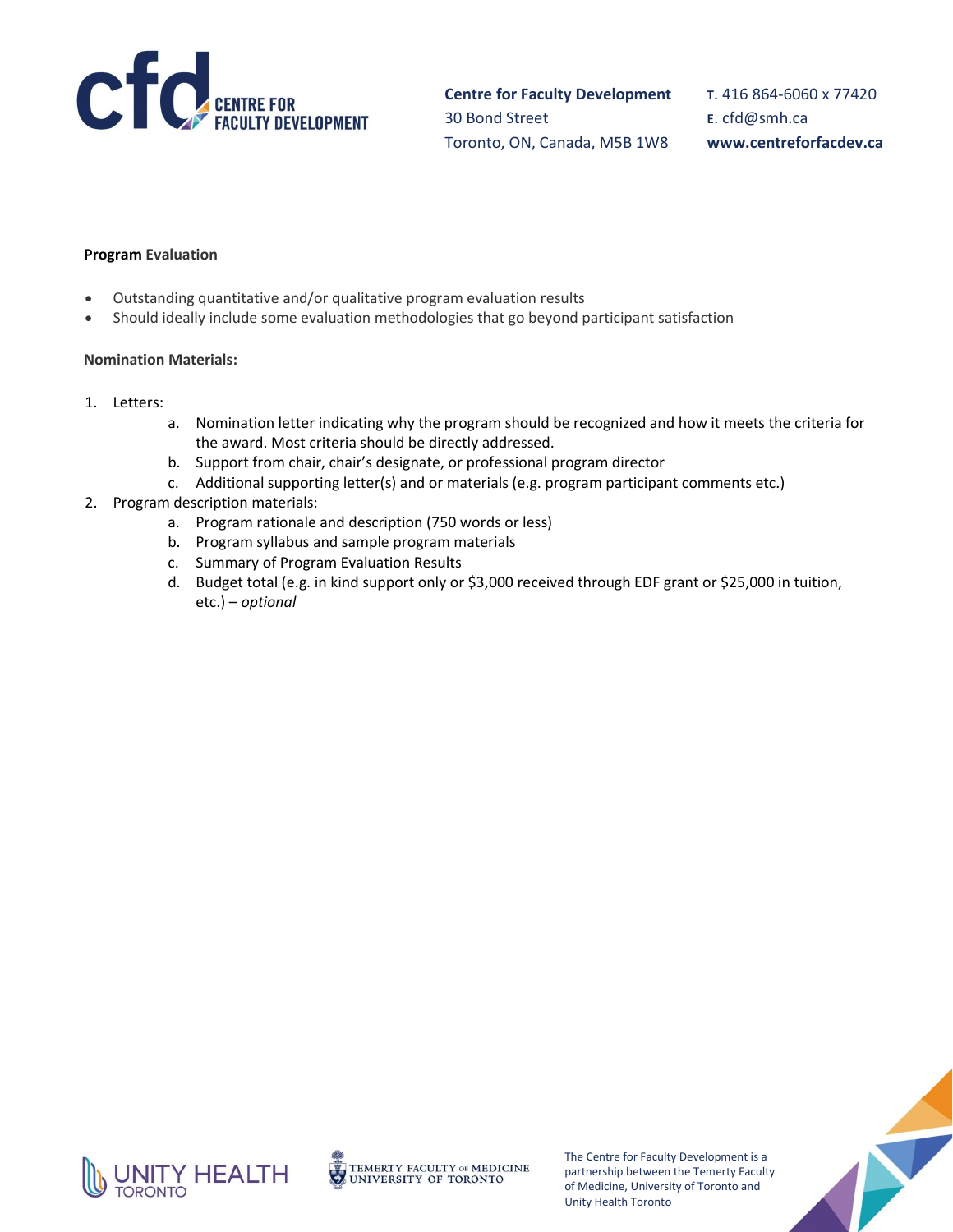**Program Evaluation**

- Outstanding quantitative and/or qualitative program evaluation results
- Should ideally include some evaluation methodologies that go beyond participant satisfaction

**Nomination Materials:**

1. Letters:
   a. Nomination letter indicating why the program should be recognized and how it meets the criteria for the award. Most criteria should be directly addressed.
   b. Support from chair, chair's designate, or professional program director
   c. Additional supporting letter(s) and or materials (e.g. program participant comments etc.)
2. Program description materials:
   a. Program rationale and description (750 words or less)
   b. Program syllabus and sample program materials
   c. Summary of Program Evaluation Results
   d. Budget total (e.g. in kind support only or $3,000 received through EDF grant or $25,000 in tuition, etc.) – *optional*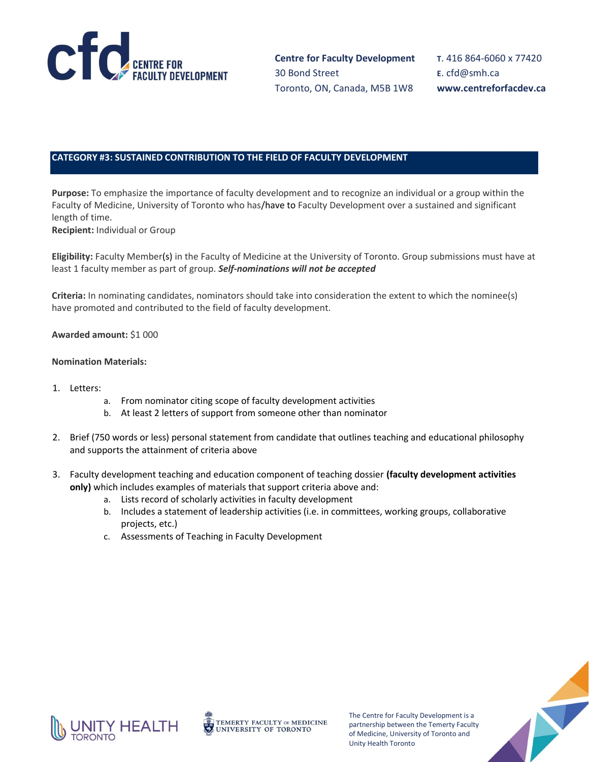**Centre for Faculty Development**
30 Bond Street
Toronto, ON, Canada, M5B 1W8

**T.** 416 864-6060 x 77420
**E.** cfd@smh.ca
**www.centreforfacdev.ca**

## CATEGORY #3: SUSTAINED CONTRIBUTION TO THE FIELD OF FACULTY DEVELOPMENT

**Purpose:** To emphasize the importance of faculty development and to recognize an individual or a group within the Faculty of Medicine, University of Toronto who has/have to Faculty Development over a sustained and significant length of time.
**Recipient:** Individual or Group

**Eligibility:** Faculty Member(s) in the Faculty of Medicine at the University of Toronto. Group submissions must have at least 1 faculty member as part of group. ***Self-nominations will not be accepted***

**Criteria:** In nominating candidates, nominators should take into consideration the extent to which the nominee(s) have promoted and contributed to the field of faculty development.

**Awarded amount:** $1 000

**Nomination Materials:**

1. Letters:
   a. From nominator citing scope of faculty development activities
   b. At least 2 letters of support from someone other than nominator
2. Brief (750 words or less) personal statement from candidate that outlines teaching and educational philosophy and supports the attainment of criteria above
3. Faculty development teaching and education component of teaching dossier **(faculty development activities only)** which includes examples of materials that support criteria above and:
   a. Lists record of scholarly activities in faculty development
   b. Includes a statement of leadership activities (i.e. in committees, working groups, collaborative projects, etc.)
   c. Assessments of Teaching in Faculty Development

The Centre for Faculty Development is a partnership between the Temerty Faculty of Medicine, University of Toronto and Unity Health Toronto